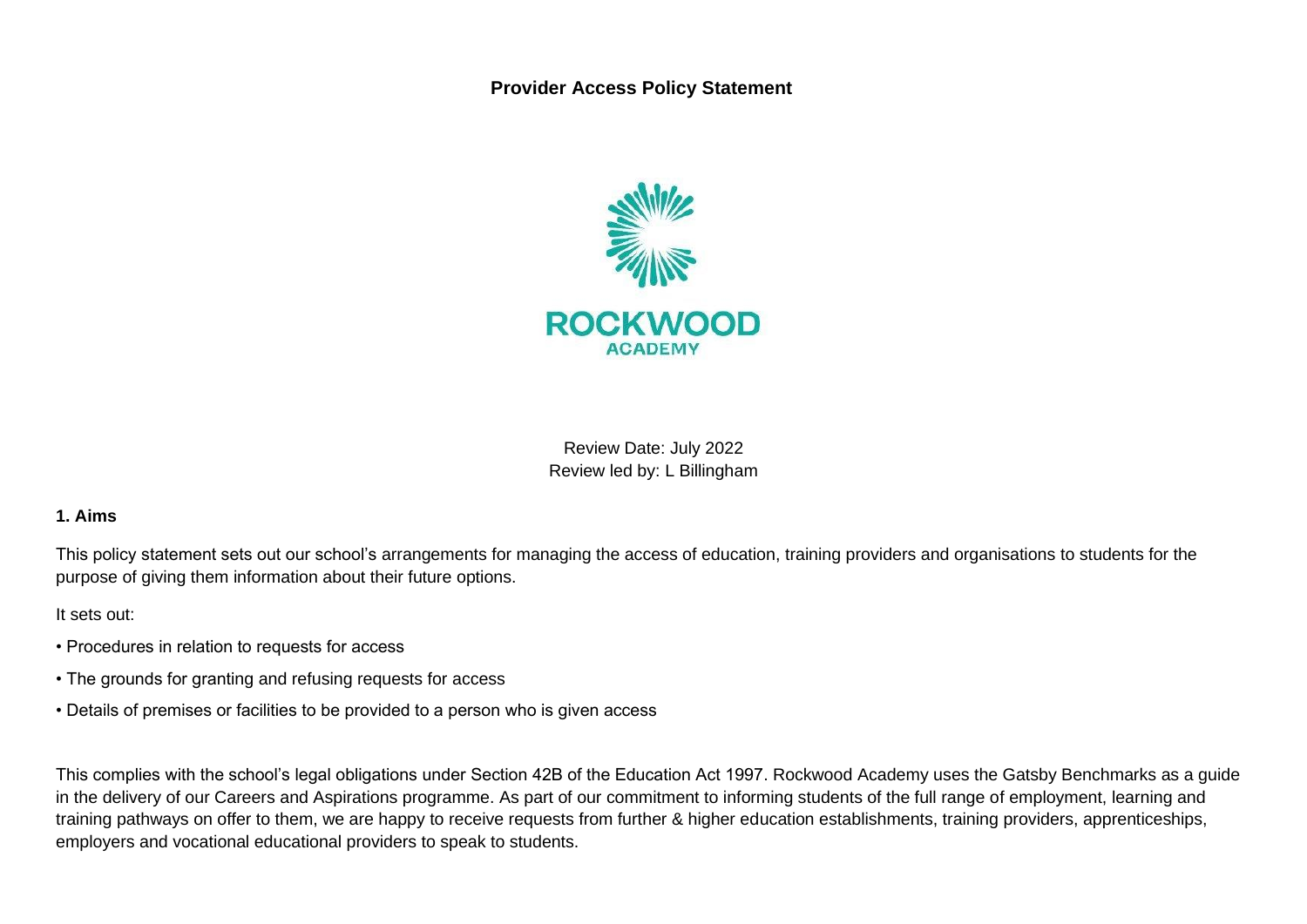# Provider Access Policy Statement

ROCKWOOD ACADEMY

Review Date: July 2022
Review led by: L Billingham

## 1. Aims

This policy statement sets out our school's arrangements for managing the access of education, training providers and organisations to students for the purpose of giving them information about their future options.

It sets out:

- Procedures in relation to requests for access
- The grounds for granting and refusing requests for access
- Details of premises or facilities to be provided to a person who is given access

This complies with the school's legal obligations under Section 42B of the Education Act 1997. Rockwood Academy uses the Gatsby Benchmarks as a guide in the delivery of our Careers and Aspirations programme. As part of our commitment to informing students of the full range of employment, learning and training pathways on offer to them, we are happy to receive requests from further & higher education establishments, training providers, apprenticeships, employers and vocational educational providers to speak to students.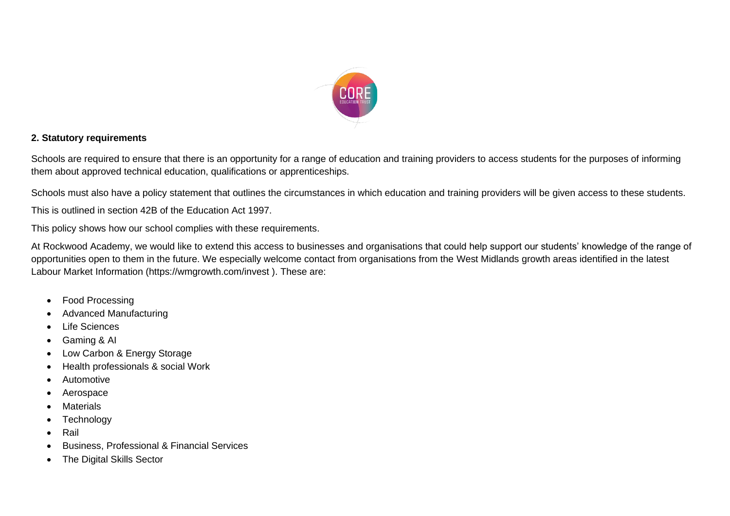## 2. Statutory requirements

Schools are required to ensure that there is an opportunity for a range of education and training providers to access students for the purposes of informing them about approved technical education, qualifications or apprenticeships.

Schools must also have a policy statement that outlines the circumstances in which education and training providers will be given access to these students.

This is outlined in section 42B of the Education Act 1997.

This policy shows how our school complies with these requirements.

At Rockwood Academy, we would like to extend this access to businesses and organisations that could help support our students' knowledge of the range of opportunities open to them in the future. We especially welcome contact from organisations from the West Midlands growth areas identified in the latest Labour Market Information (https://wmgrowth.com/invest ). These are:

- Food Processing
- Advanced Manufacturing
- Life Sciences
- Gaming & AI
- Low Carbon & Energy Storage
- Health professionals & social Work
- Automotive
- Aerospace
- Materials
- Technology
- Rail
- Business, Professional & Financial Services
- The Digital Skills Sector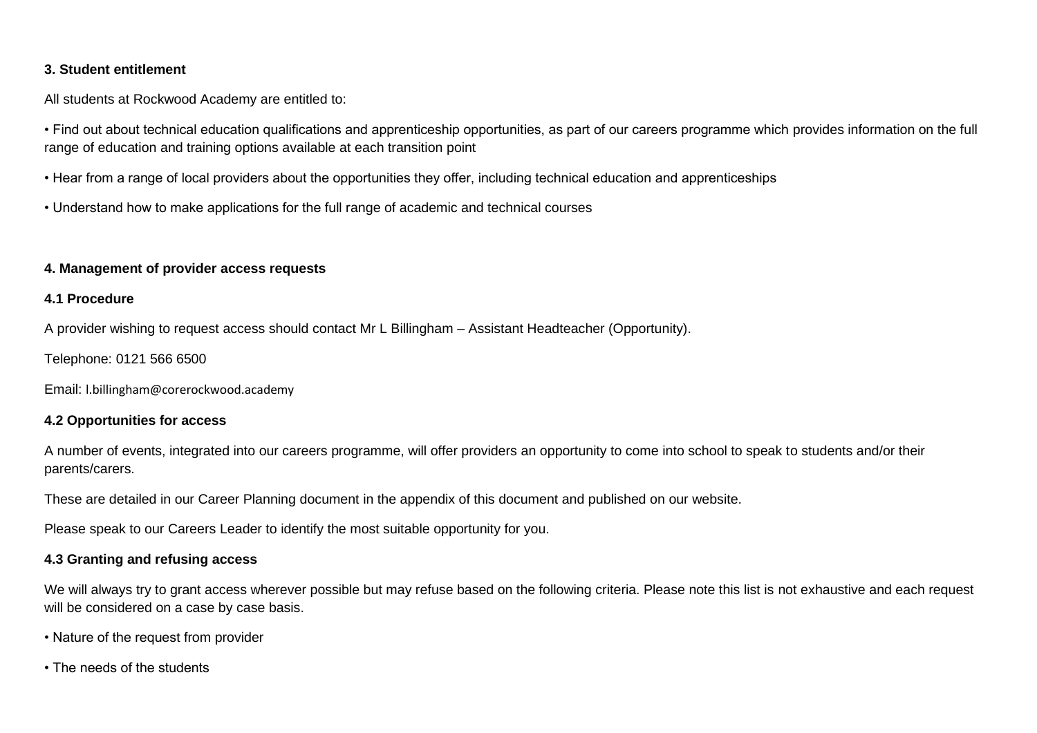**3. Student entitlement**

All students at Rockwood Academy are entitled to:

- Find out about technical education qualifications and apprenticeship opportunities, as part of our careers programme which provides information on the full range of education and training options available at each transition point
- Hear from a range of local providers about the opportunities they offer, including technical education and apprenticeships
- Understand how to make applications for the full range of academic and technical courses

**4. Management of provider access requests**

**4.1 Procedure**

A provider wishing to request access should contact Mr L Billingham – Assistant Headteacher (Opportunity).

Telephone: 0121 566 6500

Email: l.billingham@corerockwood.academy

**4.2 Opportunities for access**

A number of events, integrated into our careers programme, will offer providers an opportunity to come into school to speak to students and/or their parents/carers.

These are detailed in our Career Planning document in the appendix of this document and published on our website.

Please speak to our Careers Leader to identify the most suitable opportunity for you.

**4.3 Granting and refusing access**

We will always try to grant access wherever possible but may refuse based on the following criteria. Please note this list is not exhaustive and each request will be considered on a case by case basis.

- Nature of the request from provider
- The needs of the students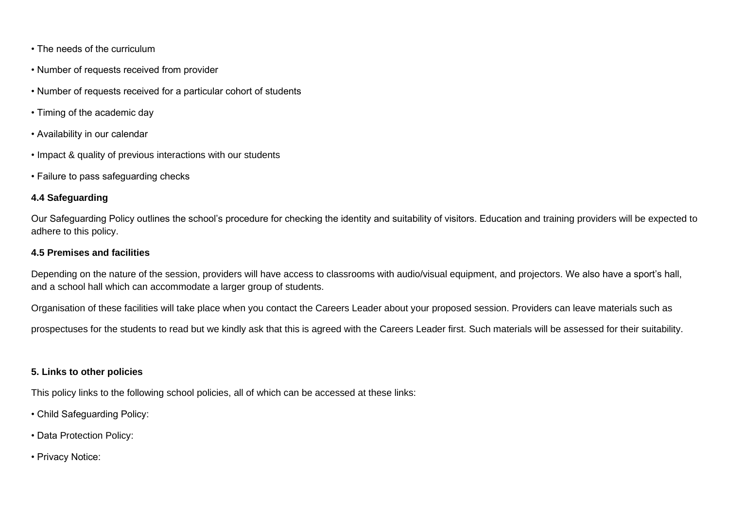- The needs of the curriculum
- Number of requests received from provider
- Number of requests received for a particular cohort of students
- Timing of the academic day
- Availability in our calendar
- Impact & quality of previous interactions with our students
- Failure to pass safeguarding checks

### 4.4 Safeguarding

Our Safeguarding Policy outlines the school's procedure for checking the identity and suitability of visitors. Education and training providers will be expected to adhere to this policy.

### 4.5 Premises and facilities

Depending on the nature of the session, providers will have access to classrooms with audio/visual equipment, and projectors. We also have a sport's hall, and a school hall which can accommodate a larger group of students.

Organisation of these facilities will take place when you contact the Careers Leader about your proposed session. Providers can leave materials such as

prospectuses for the students to read but we kindly ask that this is agreed with the Careers Leader first. Such materials will be assessed for their suitability.

## 5. Links to other policies

This policy links to the following school policies, all of which can be accessed at these links:

- Child Safeguarding Policy:
- Data Protection Policy:
- Privacy Notice: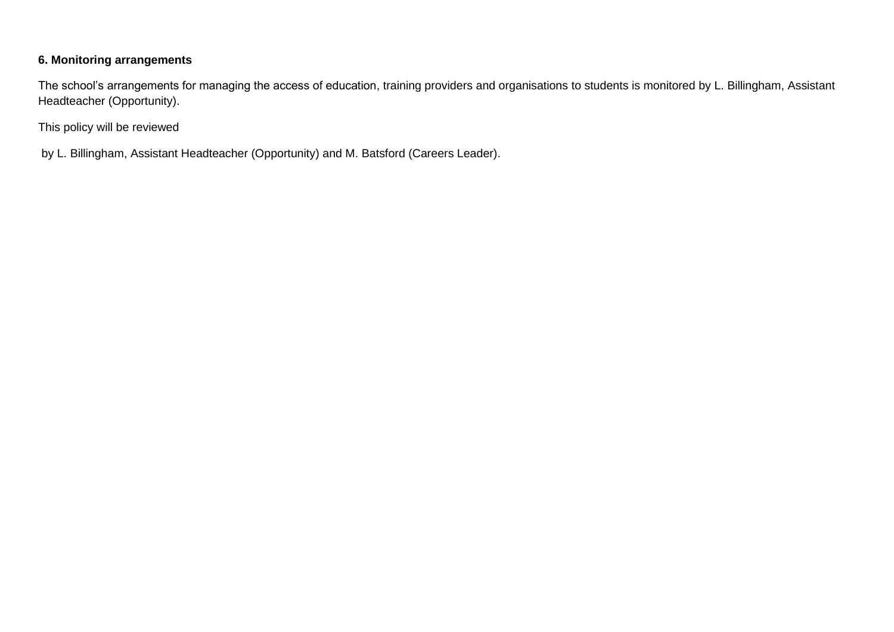**6. Monitoring arrangements**

The school's arrangements for managing the access of education, training providers and organisations to students is monitored by L. Billingham, Assistant Headteacher (Opportunity).

This policy will be reviewed

by L. Billingham, Assistant Headteacher (Opportunity) and M. Batsford (Careers Leader).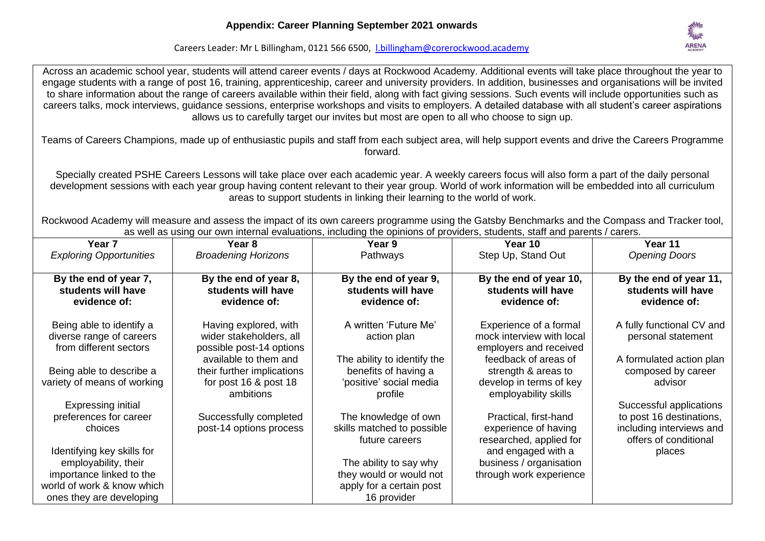## Appendix: Career Planning September 2021 onwards

Careers Leader: Mr L Billingham, 0121 566 6500, l.billingham@corerockwood.academy

Across an academic school year, students will attend career events / days at Rockwood Academy. Additional events will take place throughout the year to engage students with a range of post 16, training, apprenticeship, career and university providers. In addition, businesses and organisations will be invited to share information about the range of careers available within their field, along with fact giving sessions. Such events will include opportunities such as careers talks, mock interviews, guidance sessions, enterprise workshops and visits to employers. A detailed database with all student's career aspirations allows us to carefully target our invites but most are open to all who choose to sign up.

Teams of Careers Champions, made up of enthusiastic pupils and staff from each subject area, will help support events and drive the Careers Programme forward.

Specially created PSHE Careers Lessons will take place over each academic year. A weekly careers focus will also form a part of the daily personal development sessions with each year group having content relevant to their year group. World of work information will be embedded into all curriculum areas to support students in linking their learning to the world of work.

Rockwood Academy will measure and assess the impact of its own careers programme using the Gatsby Benchmarks and the Compass and Tracker tool, as well as using our own internal evaluations, including the opinions of providers, students, staff and parents / carers.

| **Year 7**<br>*Exploring Opportunities* | **Year 8**<br>*Broadening Horizons* | **Year 9**<br>Pathways | **Year 10**<br>Step Up, Stand Out | **Year 11**<br>*Opening Doors* |
|---|---|---|---|---|
| **By the end of year 7, students will have evidence of:** | **By the end of year 8, students will have evidence of:** | **By the end of year 9, students will have evidence of:** | **By the end of year 10, students will have evidence of:** | **By the end of year 11, students will have evidence of:** |
| Being able to identify a diverse range of careers from different sectors<br><br>Being able to describe a variety of means of working<br><br>Expressing initial preferences for career choices<br><br>Identifying key skills for employability, their importance linked to the world of work & know which ones they are developing | Having explored, with wider stakeholders, all possible post-14 options available to them and their further implications for post 16 & post 18 ambitions<br><br>Successfully completed post-14 options process | A written 'Future Me' action plan<br><br>The ability to identify the benefits of having a 'positive' social media profile<br><br>The knowledge of own skills matched to possible future careers<br><br>The ability to say why they would or would not apply for a certain post 16 provider | Experience of a formal mock interview with local employers and received feedback of areas of strength & areas to develop in terms of key employability skills<br><br>Practical, first-hand experience of having researched, applied for and engaged with a business / organisation through work experience | A fully functional CV and personal statement<br><br>A formulated action plan composed by career advisor<br><br>Successful applications to post 16 destinations, including interviews and offers of conditional places |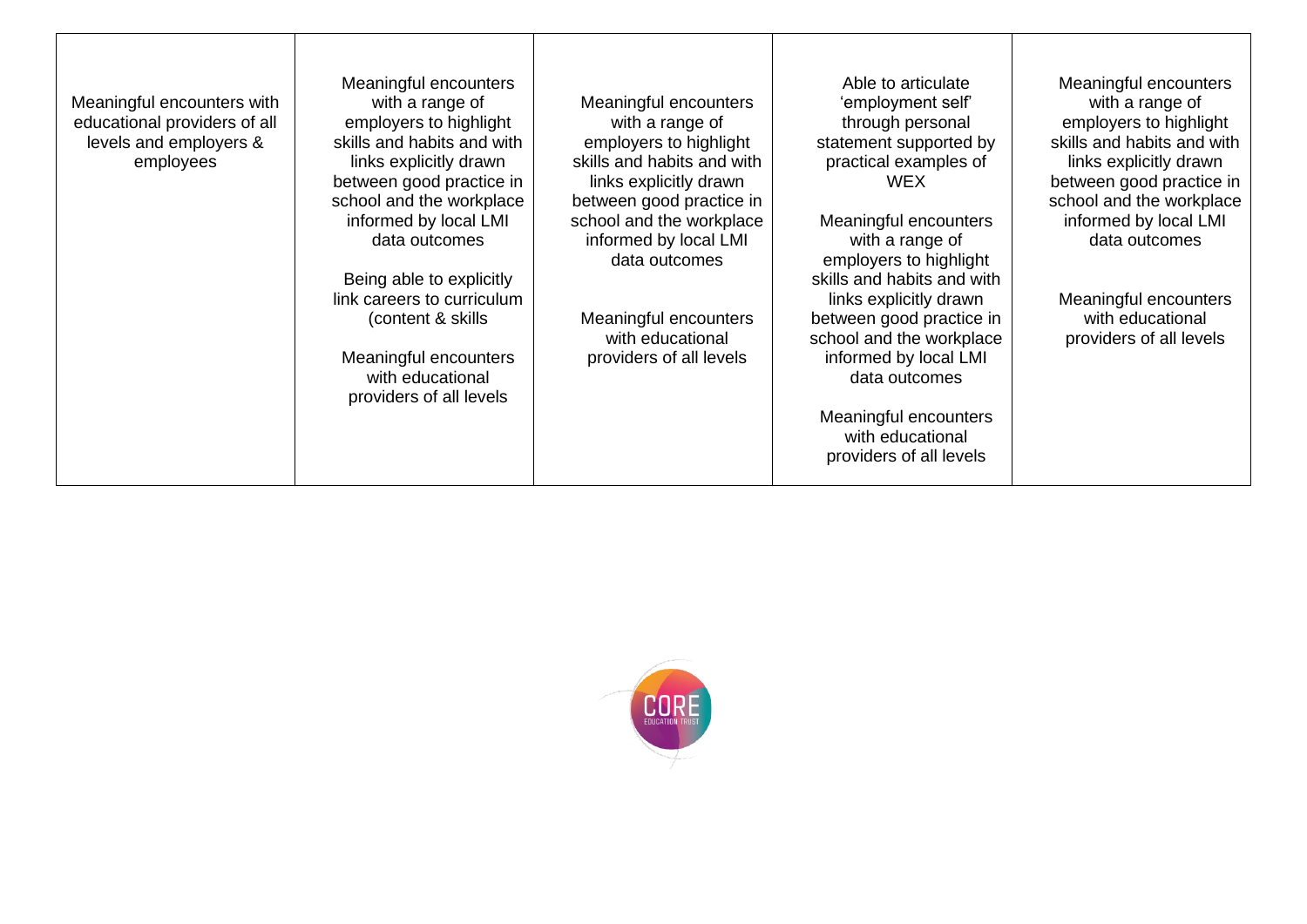| | | | | |
|---|---|---|---|---|
| Meaningful encounters with educational providers of all levels and employers & employees | Meaningful encounters with a range of employers to highlight skills and habits and with links explicitly drawn between good practice in school and the workplace informed by local LMI data outcomes<br><br>Being able to explicitly link careers to curriculum (content & skills<br><br>Meaningful encounters with educational providers of all levels | Meaningful encounters with a range of employers to highlight skills and habits and with links explicitly drawn between good practice in school and the workplace informed by local LMI data outcomes<br><br>Meaningful encounters with educational providers of all levels | Able to articulate 'employment self' through personal statement supported by practical examples of WEX<br><br>Meaningful encounters with a range of employers to highlight skills and habits and with links explicitly drawn between good practice in school and the workplace informed by local LMI data outcomes<br><br>Meaningful encounters with educational providers of all levels | Meaningful encounters with a range of employers to highlight skills and habits and with links explicitly drawn between good practice in school and the workplace informed by local LMI data outcomes<br><br>Meaningful encounters with educational providers of all levels |

CORE
EDUCATION TRUST